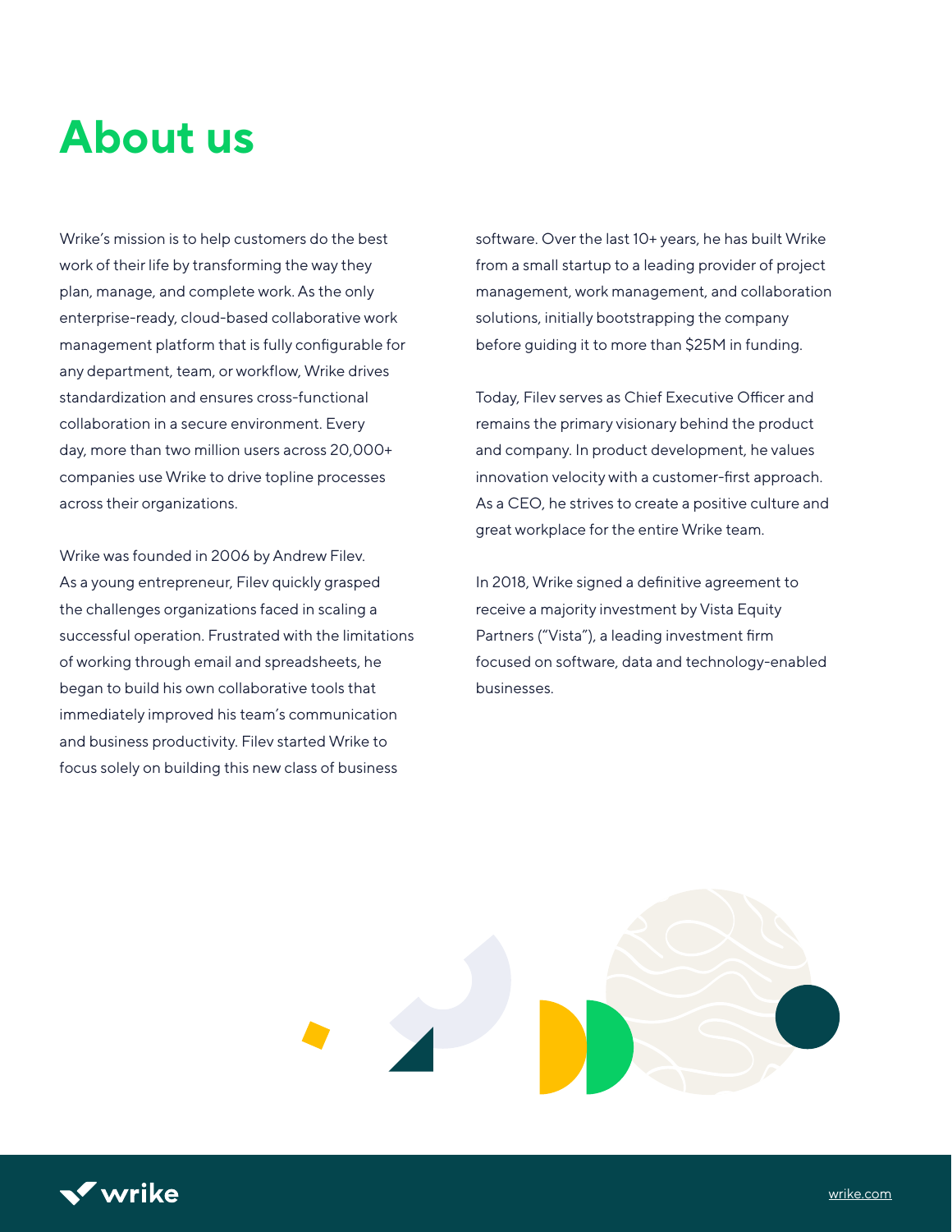# About us

Wrike's mission is to help customers do the best work of their life by transforming the way they plan, manage, and complete work. As the only enterprise-ready, cloud-based collaborative work management platform that is fully configurable for any department, team, or workflow, Wrike drives standardization and ensures cross-functional collaboration in a secure environment. Every day, more than two million users across 20,000+ companies use Wrike to drive topline processes across their organizations.

Wrike was founded in 2006 by Andrew Filev. As a young entrepreneur, Filev quickly grasped the challenges organizations faced in scaling a successful operation. Frustrated with the limitations of working through email and spreadsheets, he began to build his own collaborative tools that immediately improved his team's communication and business productivity. Filev started Wrike to focus solely on building this new class of business software. Over the last 10+ years, he has built Wrike from a small startup to a leading provider of project management, work management, and collaboration solutions, initially bootstrapping the company before guiding it to more than $25M in funding.

Today, Filev serves as Chief Executive Officer and remains the primary visionary behind the product and company. In product development, he values innovation velocity with a customer-first approach. As a CEO, he strives to create a positive culture and great workplace for the entire Wrike team.

In 2018, Wrike signed a definitive agreement to receive a majority investment by Vista Equity Partners ("Vista"), a leading investment firm focused on software, data and technology-enabled businesses.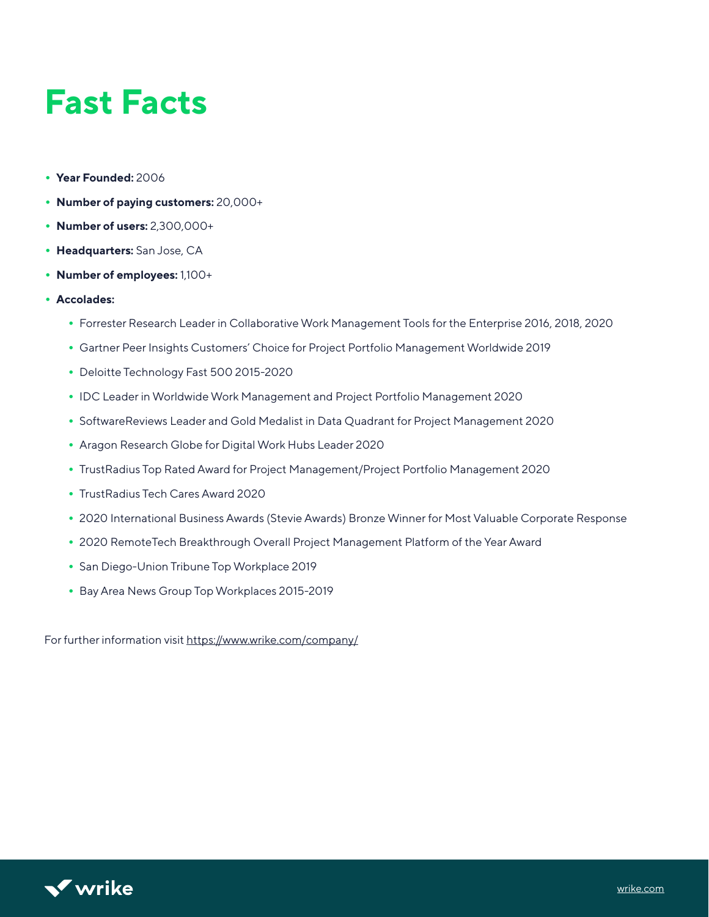# Fast Facts

- **Year Founded:** 2006
- **Number of paying customers:** 20,000+
- **Number of users:** 2,300,000+
- **Headquarters:** San Jose, CA
- **Number of employees:** 1,100+
- **Accolades:**
  - Forrester Research Leader in Collaborative Work Management Tools for the Enterprise 2016, 2018, 2020
  - Gartner Peer Insights Customers' Choice for Project Portfolio Management Worldwide 2019
  - Deloitte Technology Fast 500 2015-2020
  - IDC Leader in Worldwide Work Management and Project Portfolio Management 2020
  - SoftwareReviews Leader and Gold Medalist in Data Quadrant for Project Management 2020
  - Aragon Research Globe for Digital Work Hubs Leader 2020
  - TrustRadius Top Rated Award for Project Management/Project Portfolio Management 2020
  - TrustRadius Tech Cares Award 2020
  - 2020 International Business Awards (Stevie Awards) Bronze Winner for Most Valuable Corporate Response
  - 2020 RemoteTech Breakthrough Overall Project Management Platform of the Year Award
  - San Diego-Union Tribune Top Workplace 2019
  - Bay Area News Group Top Workplaces 2015-2019

For further information visit https://www.wrike.com/company/